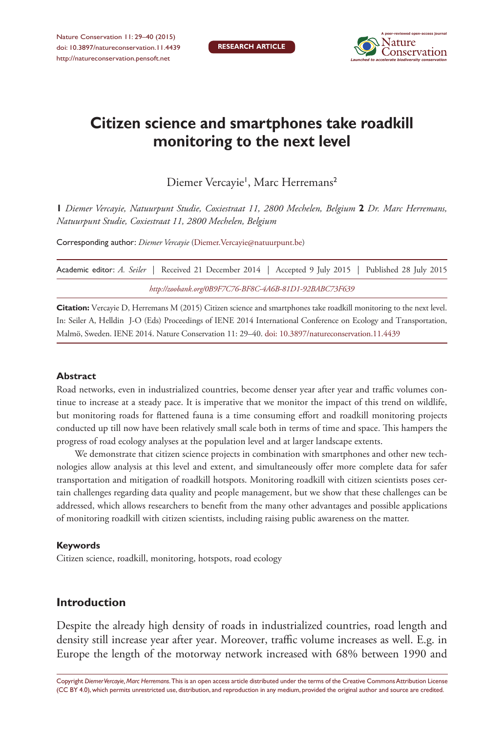# Citizen science and smartphones take roadkill monitoring to the next level

Diemer Vercayie[1], Marc Herremans[2]

**1** *Diemer Vercayie, Natuurpunt Studie, Coxiestraat 11, 2800 Mechelen, Belgium* **2** *Dr. Marc Herremans, Natuurpunt Studie, Coxiestraat 11, 2800 Mechelen, Belgium*

Corresponding author: *Diemer Vercayie* (Diemer.Vercayie@natuurpunt.be)

Academic editor: *A. Seiler* | Received 21 December 2014 | Accepted 9 July 2015 | Published 28 July 2015

*http://zoobank.org/0B9F7C76-BF8C-4A6B-81D1-92BABC73F639*

**Citation:** Vercayie D, Herremans M (2015) Citizen science and smartphones take roadkill monitoring to the next level. In: Seiler A, Helldin J-O (Eds) Proceedings of IENE 2014 International Conference on Ecology and Transportation, Malmö, Sweden. IENE 2014. Nature Conservation 11: 29–40. doi: 10.3897/natureconservation.11.4439

### Abstract

Road networks, even in industrialized countries, become denser year after year and traffic volumes continue to increase at a steady pace. It is imperative that we monitor the impact of this trend on wildlife, but monitoring roads for flattened fauna is a time consuming effort and roadkill monitoring projects conducted up till now have been relatively small scale both in terms of time and space. This hampers the progress of road ecology analyses at the population level and at larger landscape extents.

We demonstrate that citizen science projects in combination with smartphones and other new technologies allow analysis at this level and extent, and simultaneously offer more complete data for safer transportation and mitigation of roadkill hotspots. Monitoring roadkill with citizen scientists poses certain challenges regarding data quality and people management, but we show that these challenges can be addressed, which allows researchers to benefit from the many other advantages and possible applications of monitoring roadkill with citizen scientists, including raising public awareness on the matter.

### Keywords

Citizen science, roadkill, monitoring, hotspots, road ecology

## Introduction

Despite the already high density of roads in industrialized countries, road length and density still increase year after year. Moreover, traffic volume increases as well. E.g. in Europe the length of the motorway network increased with 68% between 1990 and

Copyright *Diemer Vercayie, Marc Herremans.* This is an open access article distributed under the terms of the Creative Commons Attribution License (CC BY 4.0), which permits unrestricted use, distribution, and reproduction in any medium, provided the original author and source are credited.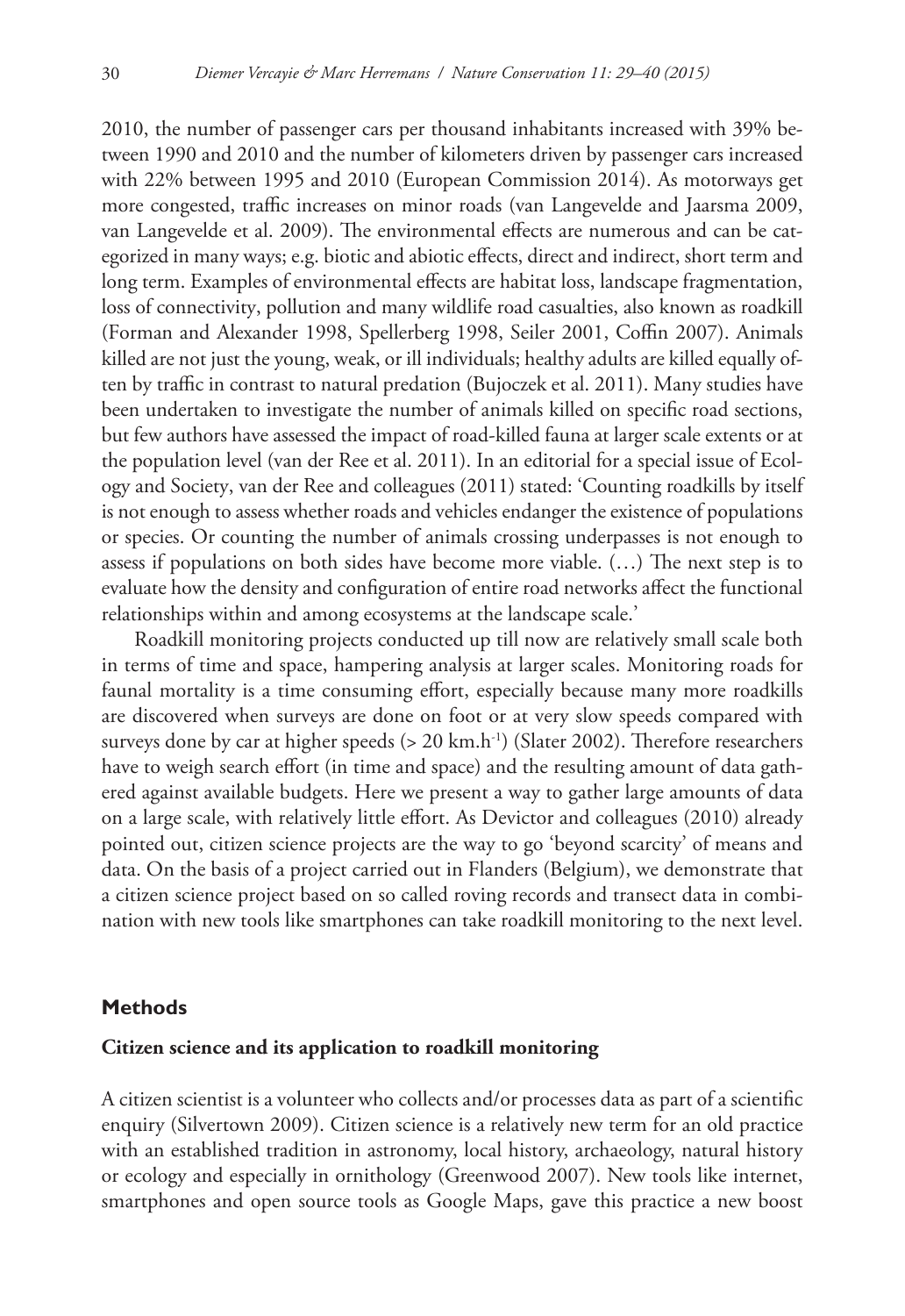2010, the number of passenger cars per thousand inhabitants increased with 39% between 1990 and 2010 and the number of kilometers driven by passenger cars increased with 22% between 1995 and 2010 (European Commission 2014). As motorways get more congested, traffic increases on minor roads (van Langevelde and Jaarsma 2009, van Langevelde et al. 2009). The environmental effects are numerous and can be categorized in many ways; e.g. biotic and abiotic effects, direct and indirect, short term and long term. Examples of environmental effects are habitat loss, landscape fragmentation, loss of connectivity, pollution and many wildlife road casualties, also known as roadkill (Forman and Alexander 1998, Spellerberg 1998, Seiler 2001, Coffin 2007). Animals killed are not just the young, weak, or ill individuals; healthy adults are killed equally often by traffic in contrast to natural predation (Bujoczek et al. 2011). Many studies have been undertaken to investigate the number of animals killed on specific road sections, but few authors have assessed the impact of road-killed fauna at larger scale extents or at the population level (van der Ree et al. 2011). In an editorial for a special issue of Ecology and Society, van der Ree and colleagues (2011) stated: 'Counting roadkills by itself is not enough to assess whether roads and vehicles endanger the existence of populations or species. Or counting the number of animals crossing underpasses is not enough to assess if populations on both sides have become more viable. (…) The next step is to evaluate how the density and configuration of entire road networks affect the functional relationships within and among ecosystems at the landscape scale.'

Roadkill monitoring projects conducted up till now are relatively small scale both in terms of time and space, hampering analysis at larger scales. Monitoring roads for faunal mortality is a time consuming effort, especially because many more roadkills are discovered when surveys are done on foot or at very slow speeds compared with surveys done by car at higher speeds (> 20 km.h$^{-1}$) (Slater 2002). Therefore researchers have to weigh search effort (in time and space) and the resulting amount of data gathered against available budgets. Here we present a way to gather large amounts of data on a large scale, with relatively little effort. As Devictor and colleagues (2010) already pointed out, citizen science projects are the way to go 'beyond scarcity' of means and data. On the basis of a project carried out in Flanders (Belgium), we demonstrate that a citizen science project based on so called roving records and transect data in combination with new tools like smartphones can take roadkill monitoring to the next level.

## Methods

### Citizen science and its application to roadkill monitoring

A citizen scientist is a volunteer who collects and/or processes data as part of a scientific enquiry (Silvertown 2009). Citizen science is a relatively new term for an old practice with an established tradition in astronomy, local history, archaeology, natural history or ecology and especially in ornithology (Greenwood 2007). New tools like internet, smartphones and open source tools as Google Maps, gave this practice a new boost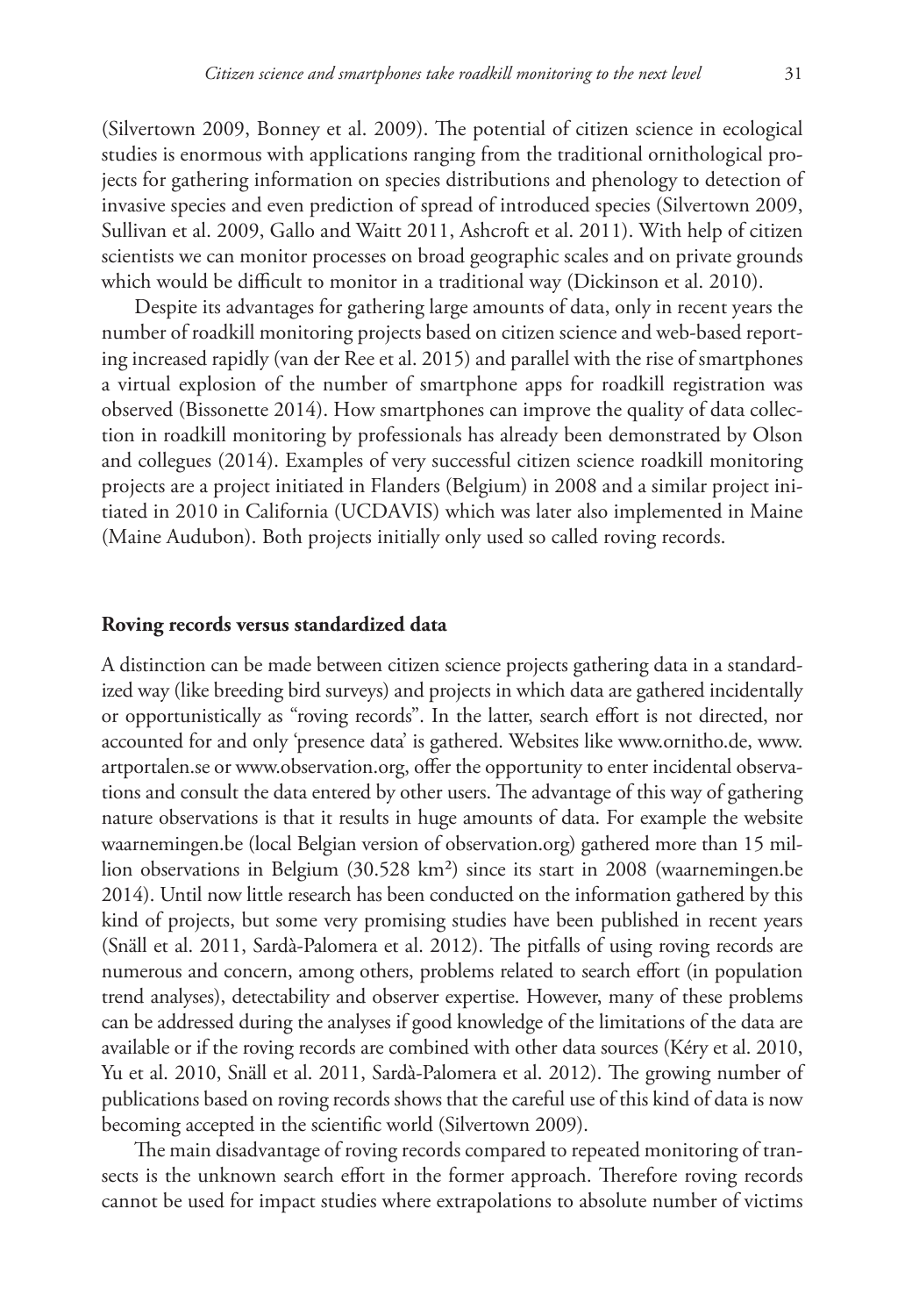(Silvertown 2009, Bonney et al. 2009). The potential of citizen science in ecological studies is enormous with applications ranging from the traditional ornithological projects for gathering information on species distributions and phenology to detection of invasive species and even prediction of spread of introduced species (Silvertown 2009, Sullivan et al. 2009, Gallo and Waitt 2011, Ashcroft et al. 2011). With help of citizen scientists we can monitor processes on broad geographic scales and on private grounds which would be difficult to monitor in a traditional way (Dickinson et al. 2010).

Despite its advantages for gathering large amounts of data, only in recent years the number of roadkill monitoring projects based on citizen science and web-based reporting increased rapidly (van der Ree et al. 2015) and parallel with the rise of smartphones a virtual explosion of the number of smartphone apps for roadkill registration was observed (Bissonette 2014). How smartphones can improve the quality of data collection in roadkill monitoring by professionals has already been demonstrated by Olson and collegues (2014). Examples of very successful citizen science roadkill monitoring projects are a project initiated in Flanders (Belgium) in 2008 and a similar project initiated in 2010 in California (UCDAVIS) which was later also implemented in Maine (Maine Audubon). Both projects initially only used so called roving records.

## Roving records versus standardized data

A distinction can be made between citizen science projects gathering data in a standardized way (like breeding bird surveys) and projects in which data are gathered incidentally or opportunistically as "roving records". In the latter, search effort is not directed, nor accounted for and only 'presence data' is gathered. Websites like www.ornitho.de, www.artportalen.se or www.observation.org, offer the opportunity to enter incidental observations and consult the data entered by other users. The advantage of this way of gathering nature observations is that it results in huge amounts of data. For example the website waarnemingen.be (local Belgian version of observation.org) gathered more than 15 million observations in Belgium (30.528 km²) since its start in 2008 (waarnemingen.be 2014). Until now little research has been conducted on the information gathered by this kind of projects, but some very promising studies have been published in recent years (Snäll et al. 2011, Sardà-Palomera et al. 2012). The pitfalls of using roving records are numerous and concern, among others, problems related to search effort (in population trend analyses), detectability and observer expertise. However, many of these problems can be addressed during the analyses if good knowledge of the limitations of the data are available or if the roving records are combined with other data sources (Kéry et al. 2010, Yu et al. 2010, Snäll et al. 2011, Sardà-Palomera et al. 2012). The growing number of publications based on roving records shows that the careful use of this kind of data is now becoming accepted in the scientific world (Silvertown 2009).

The main disadvantage of roving records compared to repeated monitoring of transects is the unknown search effort in the former approach. Therefore roving records cannot be used for impact studies where extrapolations to absolute number of victims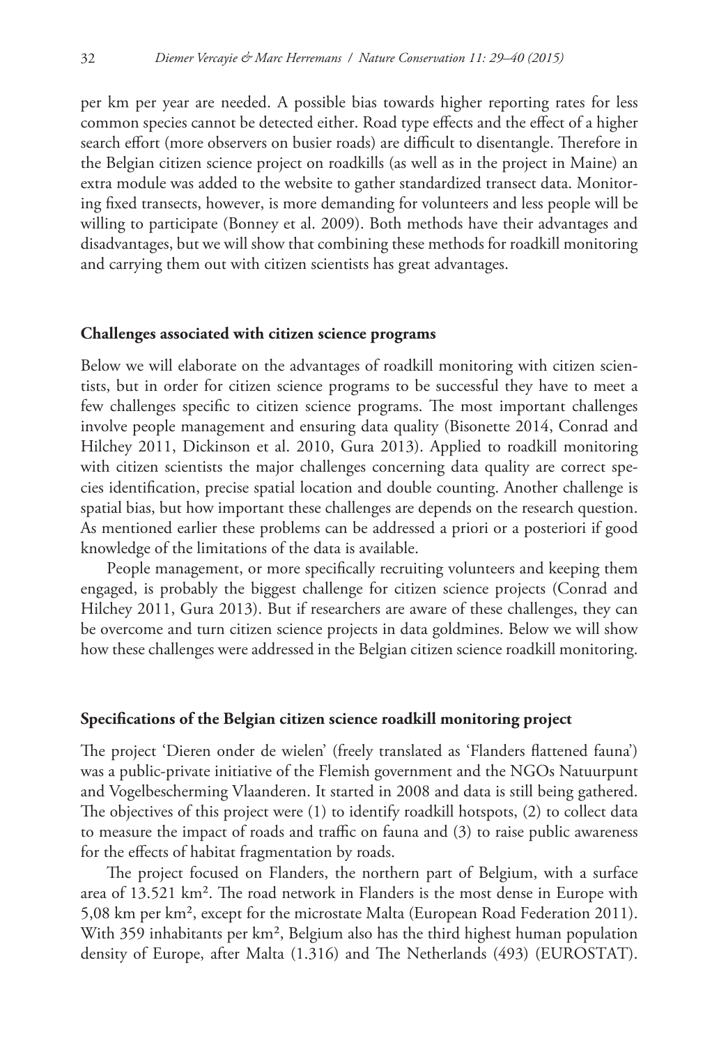per km per year are needed. A possible bias towards higher reporting rates for less common species cannot be detected either. Road type effects and the effect of a higher search effort (more observers on busier roads) are difficult to disentangle. Therefore in the Belgian citizen science project on roadkills (as well as in the project in Maine) an extra module was added to the website to gather standardized transect data. Monitoring fixed transects, however, is more demanding for volunteers and less people will be willing to participate (Bonney et al. 2009). Both methods have their advantages and disadvantages, but we will show that combining these methods for roadkill monitoring and carrying them out with citizen scientists has great advantages.

### Challenges associated with citizen science programs

Below we will elaborate on the advantages of roadkill monitoring with citizen scientists, but in order for citizen science programs to be successful they have to meet a few challenges specific to citizen science programs. The most important challenges involve people management and ensuring data quality (Bisonette 2014, Conrad and Hilchey 2011, Dickinson et al. 2010, Gura 2013). Applied to roadkill monitoring with citizen scientists the major challenges concerning data quality are correct species identification, precise spatial location and double counting. Another challenge is spatial bias, but how important these challenges are depends on the research question. As mentioned earlier these problems can be addressed a priori or a posteriori if good knowledge of the limitations of the data is available.

People management, or more specifically recruiting volunteers and keeping them engaged, is probably the biggest challenge for citizen science projects (Conrad and Hilchey 2011, Gura 2013). But if researchers are aware of these challenges, they can be overcome and turn citizen science projects in data goldmines. Below we will show how these challenges were addressed in the Belgian citizen science roadkill monitoring.

### Specifications of the Belgian citizen science roadkill monitoring project

The project 'Dieren onder de wielen' (freely translated as 'Flanders flattened fauna') was a public-private initiative of the Flemish government and the NGOs Natuurpunt and Vogelbescherming Vlaanderen. It started in 2008 and data is still being gathered. The objectives of this project were (1) to identify roadkill hotspots, (2) to collect data to measure the impact of roads and traffic on fauna and (3) to raise public awareness for the effects of habitat fragmentation by roads.

The project focused on Flanders, the northern part of Belgium, with a surface area of 13.521 km². The road network in Flanders is the most dense in Europe with 5,08 km per km², except for the microstate Malta (European Road Federation 2011). With 359 inhabitants per km², Belgium also has the third highest human population density of Europe, after Malta (1.316) and The Netherlands (493) (EUROSTAT).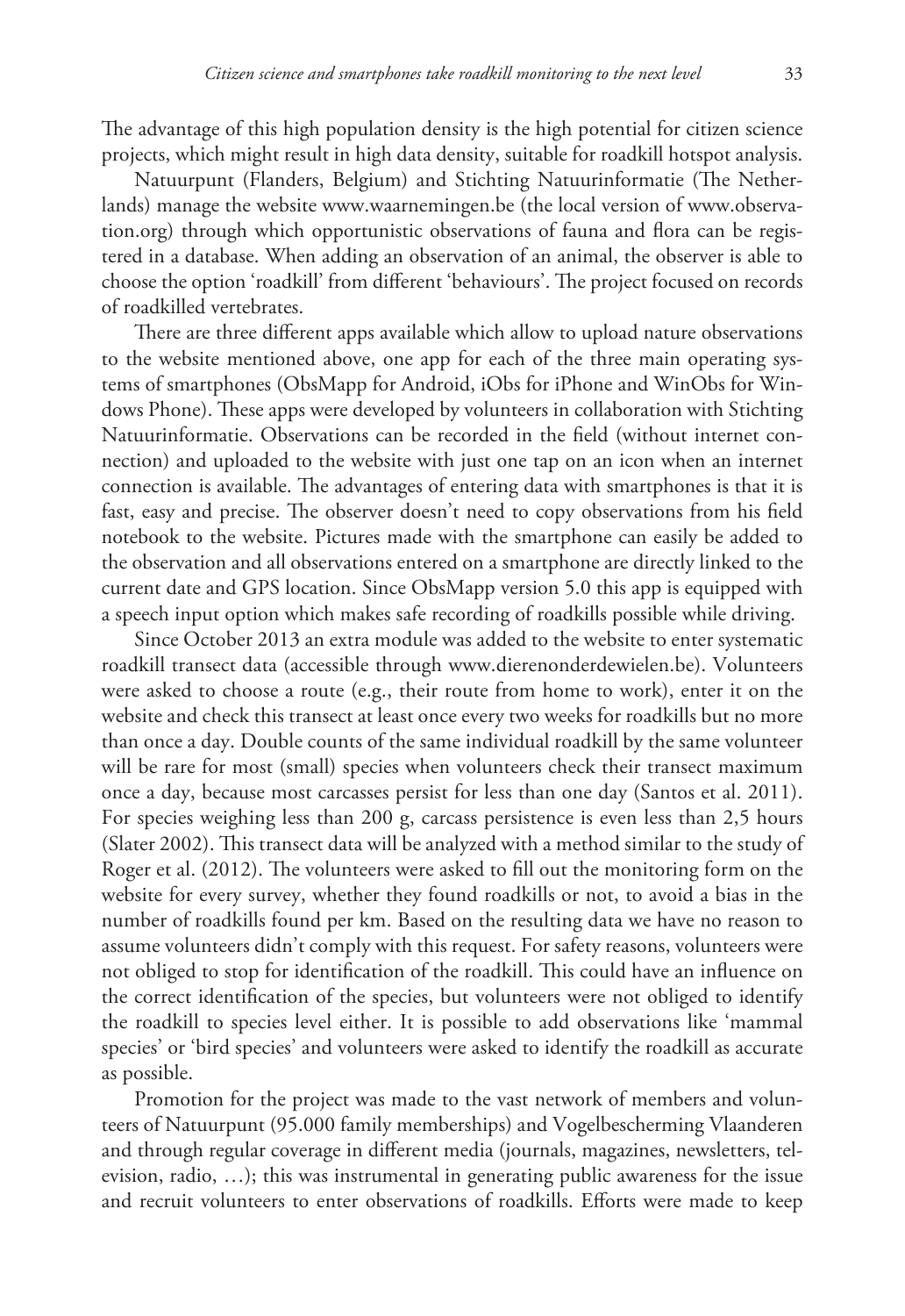The advantage of this high population density is the high potential for citizen science projects, which might result in high data density, suitable for roadkill hotspot analysis.

Natuurpunt (Flanders, Belgium) and Stichting Natuurinformatie (The Netherlands) manage the website www.waarnemingen.be (the local version of www.observation.org) through which opportunistic observations of fauna and flora can be registered in a database. When adding an observation of an animal, the observer is able to choose the option 'roadkill' from different 'behaviours'. The project focused on records of roadkilled vertebrates.

There are three different apps available which allow to upload nature observations to the website mentioned above, one app for each of the three main operating systems of smartphones (ObsMapp for Android, iObs for iPhone and WinObs for Windows Phone). These apps were developed by volunteers in collaboration with Stichting Natuurinformatie. Observations can be recorded in the field (without internet connection) and uploaded to the website with just one tap on an icon when an internet connection is available. The advantages of entering data with smartphones is that it is fast, easy and precise. The observer doesn't need to copy observations from his field notebook to the website. Pictures made with the smartphone can easily be added to the observation and all observations entered on a smartphone are directly linked to the current date and GPS location. Since ObsMapp version 5.0 this app is equipped with a speech input option which makes safe recording of roadkills possible while driving.

Since October 2013 an extra module was added to the website to enter systematic roadkill transect data (accessible through www.dierenonderdewielen.be). Volunteers were asked to choose a route (e.g., their route from home to work), enter it on the website and check this transect at least once every two weeks for roadkills but no more than once a day. Double counts of the same individual roadkill by the same volunteer will be rare for most (small) species when volunteers check their transect maximum once a day, because most carcasses persist for less than one day (Santos et al. 2011). For species weighing less than 200 g, carcass persistence is even less than 2,5 hours (Slater 2002). This transect data will be analyzed with a method similar to the study of Roger et al. (2012). The volunteers were asked to fill out the monitoring form on the website for every survey, whether they found roadkills or not, to avoid a bias in the number of roadkills found per km. Based on the resulting data we have no reason to assume volunteers didn't comply with this request. For safety reasons, volunteers were not obliged to stop for identification of the roadkill. This could have an influence on the correct identification of the species, but volunteers were not obliged to identify the roadkill to species level either. It is possible to add observations like 'mammal species' or 'bird species' and volunteers were asked to identify the roadkill as accurate as possible.

Promotion for the project was made to the vast network of members and volunteers of Natuurpunt (95.000 family memberships) and Vogelbescherming Vlaanderen and through regular coverage in different media (journals, magazines, newsletters, television, radio, …); this was instrumental in generating public awareness for the issue and recruit volunteers to enter observations of roadkills. Efforts were made to keep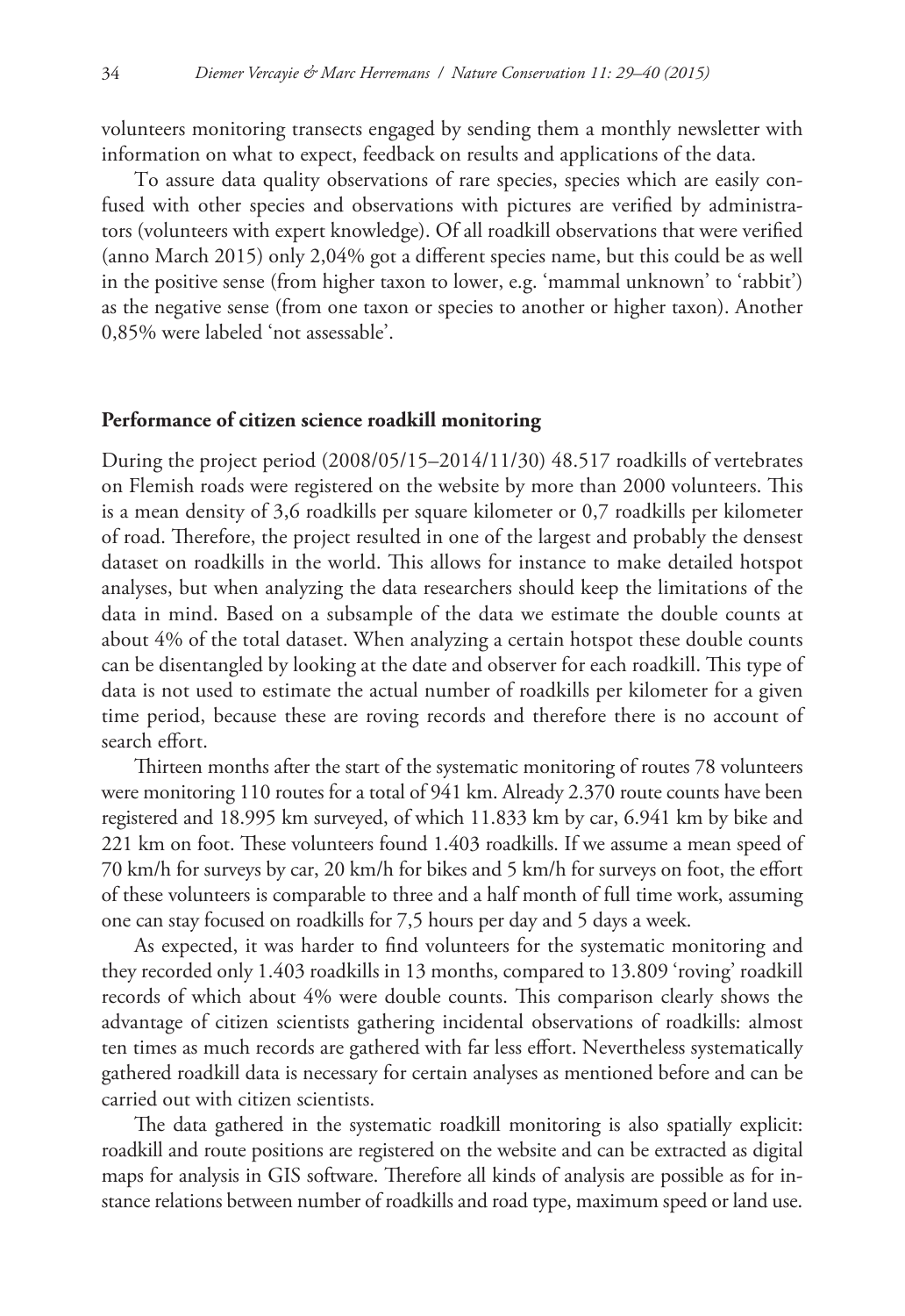volunteers monitoring transects engaged by sending them a monthly newsletter with information on what to expect, feedback on results and applications of the data.

To assure data quality observations of rare species, species which are easily confused with other species and observations with pictures are verified by administrators (volunteers with expert knowledge). Of all roadkill observations that were verified (anno March 2015) only 2,04% got a different species name, but this could be as well in the positive sense (from higher taxon to lower, e.g. 'mammal unknown' to 'rabbit') as the negative sense (from one taxon or species to another or higher taxon). Another 0,85% were labeled 'not assessable'.

## Performance of citizen science roadkill monitoring

During the project period (2008/05/15–2014/11/30) 48.517 roadkills of vertebrates on Flemish roads were registered on the website by more than 2000 volunteers. This is a mean density of 3,6 roadkills per square kilometer or 0,7 roadkills per kilometer of road. Therefore, the project resulted in one of the largest and probably the densest dataset on roadkills in the world. This allows for instance to make detailed hotspot analyses, but when analyzing the data researchers should keep the limitations of the data in mind. Based on a subsample of the data we estimate the double counts at about 4% of the total dataset. When analyzing a certain hotspot these double counts can be disentangled by looking at the date and observer for each roadkill. This type of data is not used to estimate the actual number of roadkills per kilometer for a given time period, because these are roving records and therefore there is no account of search effort.

Thirteen months after the start of the systematic monitoring of routes 78 volunteers were monitoring 110 routes for a total of 941 km. Already 2.370 route counts have been registered and 18.995 km surveyed, of which 11.833 km by car, 6.941 km by bike and 221 km on foot. These volunteers found 1.403 roadkills. If we assume a mean speed of 70 km/h for surveys by car, 20 km/h for bikes and 5 km/h for surveys on foot, the effort of these volunteers is comparable to three and a half month of full time work, assuming one can stay focused on roadkills for 7,5 hours per day and 5 days a week.

As expected, it was harder to find volunteers for the systematic monitoring and they recorded only 1.403 roadkills in 13 months, compared to 13.809 'roving' roadkill records of which about 4% were double counts. This comparison clearly shows the advantage of citizen scientists gathering incidental observations of roadkills: almost ten times as much records are gathered with far less effort. Nevertheless systematically gathered roadkill data is necessary for certain analyses as mentioned before and can be carried out with citizen scientists.

The data gathered in the systematic roadkill monitoring is also spatially explicit: roadkill and route positions are registered on the website and can be extracted as digital maps for analysis in GIS software. Therefore all kinds of analysis are possible as for instance relations between number of roadkills and road type, maximum speed or land use.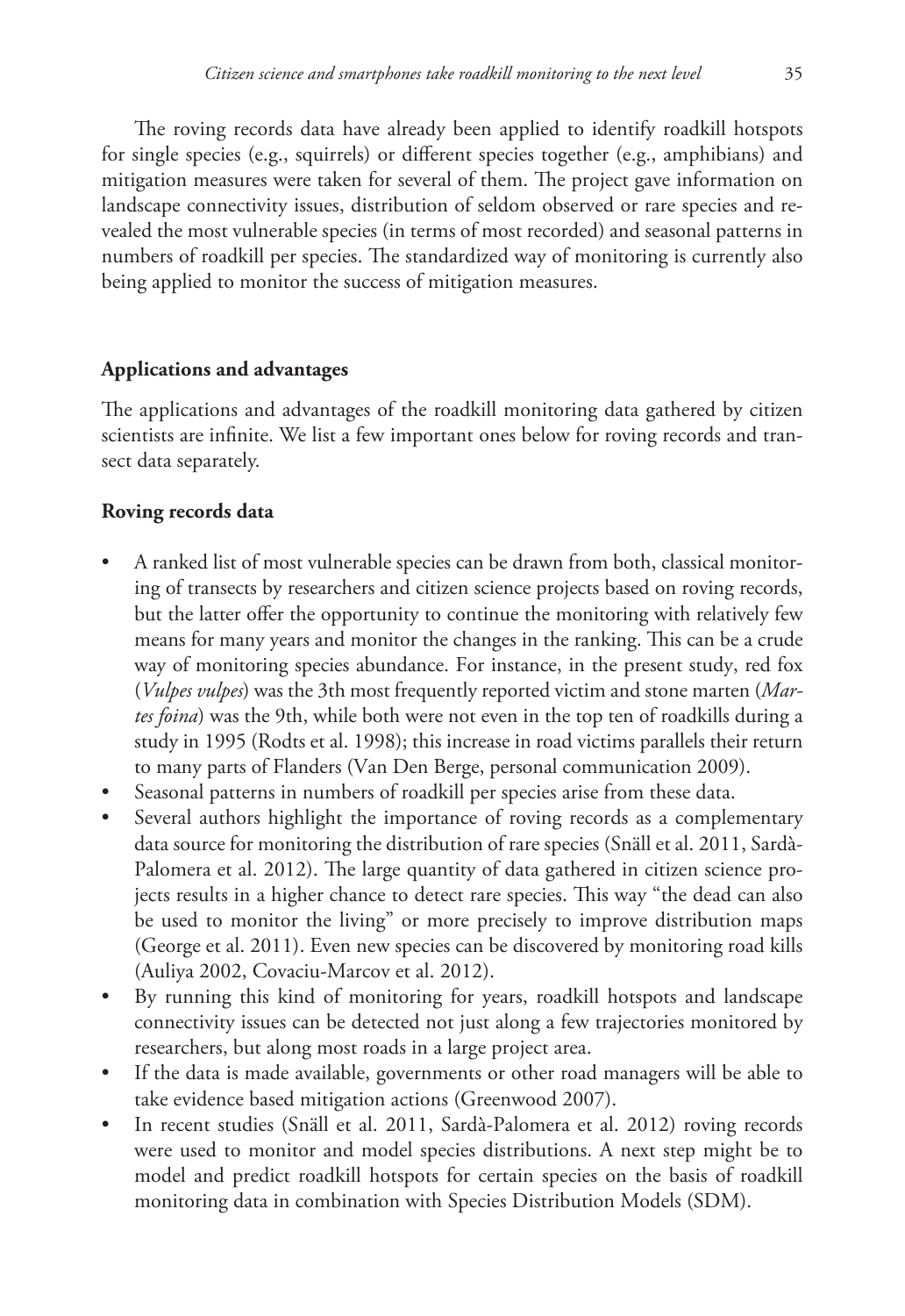The roving records data have already been applied to identify roadkill hotspots for single species (e.g., squirrels) or different species together (e.g., amphibians) and mitigation measures were taken for several of them. The project gave information on landscape connectivity issues, distribution of seldom observed or rare species and revealed the most vulnerable species (in terms of most recorded) and seasonal patterns in numbers of roadkill per species. The standardized way of monitoring is currently also being applied to monitor the success of mitigation measures.

### Applications and advantages

The applications and advantages of the roadkill monitoring data gathered by citizen scientists are infinite. We list a few important ones below for roving records and transect data separately.

### Roving records data

- A ranked list of most vulnerable species can be drawn from both, classical monitoring of transects by researchers and citizen science projects based on roving records, but the latter offer the opportunity to continue the monitoring with relatively few means for many years and monitor the changes in the ranking. This can be a crude way of monitoring species abundance. For instance, in the present study, red fox (*Vulpes vulpes*) was the 3th most frequently reported victim and stone marten (*Martes foina*) was the 9th, while both were not even in the top ten of roadkills during a study in 1995 (Rodts et al. 1998); this increase in road victims parallels their return to many parts of Flanders (Van Den Berge, personal communication 2009).
- Seasonal patterns in numbers of roadkill per species arise from these data.
- Several authors highlight the importance of roving records as a complementary data source for monitoring the distribution of rare species (Snäll et al. 2011, Sardà-Palomera et al. 2012). The large quantity of data gathered in citizen science projects results in a higher chance to detect rare species. This way "the dead can also be used to monitor the living" or more precisely to improve distribution maps (George et al. 2011). Even new species can be discovered by monitoring road kills (Auliya 2002, Covaciu-Marcov et al. 2012).
- By running this kind of monitoring for years, roadkill hotspots and landscape connectivity issues can be detected not just along a few trajectories monitored by researchers, but along most roads in a large project area.
- If the data is made available, governments or other road managers will be able to take evidence based mitigation actions (Greenwood 2007).
- In recent studies (Snäll et al. 2011, Sardà-Palomera et al. 2012) roving records were used to monitor and model species distributions. A next step might be to model and predict roadkill hotspots for certain species on the basis of roadkill monitoring data in combination with Species Distribution Models (SDM).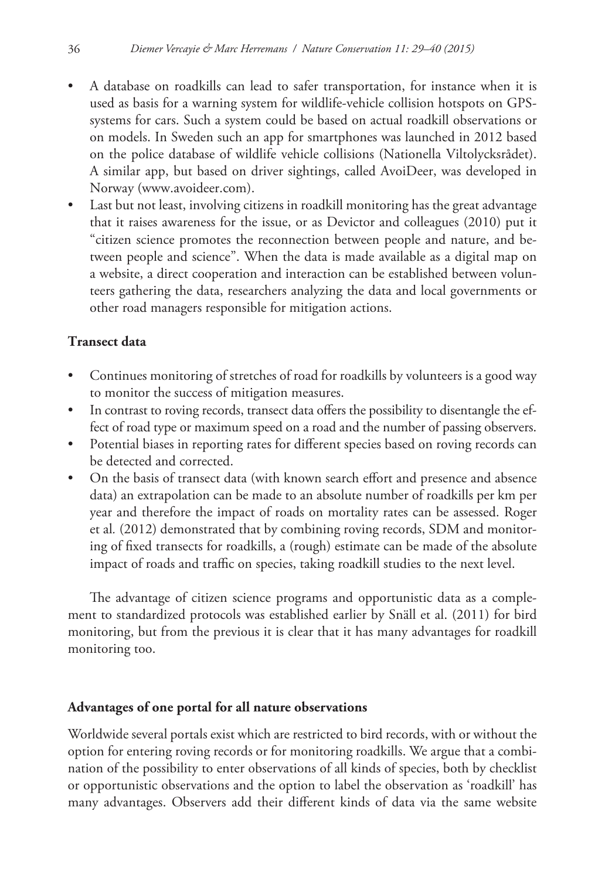- A database on roadkills can lead to safer transportation, for instance when it is used as basis for a warning system for wildlife-vehicle collision hotspots on GPS-systems for cars. Such a system could be based on actual roadkill observations or on models. In Sweden such an app for smartphones was launched in 2012 based on the police database of wildlife vehicle collisions (Nationella Viltolycksrådet). A similar app, but based on driver sightings, called AvoiDeer, was developed in Norway (www.avoideer.com).
- Last but not least, involving citizens in roadkill monitoring has the great advantage that it raises awareness for the issue, or as Devictor and colleagues (2010) put it "citizen science promotes the reconnection between people and nature, and between people and science". When the data is made available as a digital map on a website, a direct cooperation and interaction can be established between volunteers gathering the data, researchers analyzing the data and local governments or other road managers responsible for mitigation actions.

**Transect data**

- Continues monitoring of stretches of road for roadkills by volunteers is a good way to monitor the success of mitigation measures.
- In contrast to roving records, transect data offers the possibility to disentangle the effect of road type or maximum speed on a road and the number of passing observers.
- Potential biases in reporting rates for different species based on roving records can be detected and corrected.
- On the basis of transect data (with known search effort and presence and absence data) an extrapolation can be made to an absolute number of roadkills per km per year and therefore the impact of roads on mortality rates can be assessed. Roger et al. (2012) demonstrated that by combining roving records, SDM and monitoring of fixed transects for roadkills, a (rough) estimate can be made of the absolute impact of roads and traffic on species, taking roadkill studies to the next level.

The advantage of citizen science programs and opportunistic data as a complement to standardized protocols was established earlier by Snäll et al. (2011) for bird monitoring, but from the previous it is clear that it has many advantages for roadkill monitoring too.

**Advantages of one portal for all nature observations**

Worldwide several portals exist which are restricted to bird records, with or without the option for entering roving records or for monitoring roadkills. We argue that a combination of the possibility to enter observations of all kinds of species, both by checklist or opportunistic observations and the option to label the observation as 'roadkill' has many advantages. Observers add their different kinds of data via the same website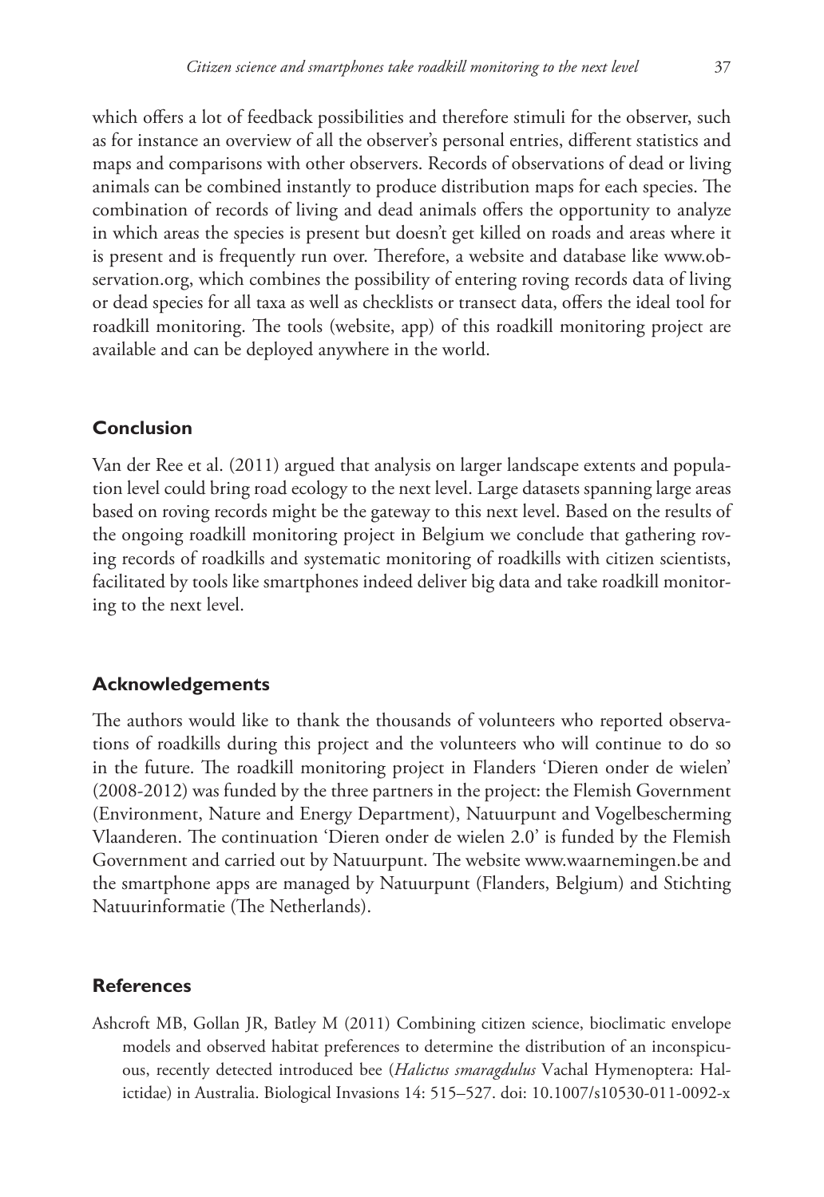which offers a lot of feedback possibilities and therefore stimuli for the observer, such as for instance an overview of all the observer's personal entries, different statistics and maps and comparisons with other observers. Records of observations of dead or living animals can be combined instantly to produce distribution maps for each species. The combination of records of living and dead animals offers the opportunity to analyze in which areas the species is present but doesn't get killed on roads and areas where it is present and is frequently run over. Therefore, a website and database like www.observation.org, which combines the possibility of entering roving records data of living or dead species for all taxa as well as checklists or transect data, offers the ideal tool for roadkill monitoring. The tools (website, app) of this roadkill monitoring project are available and can be deployed anywhere in the world.

## Conclusion

Van der Ree et al. (2011) argued that analysis on larger landscape extents and population level could bring road ecology to the next level. Large datasets spanning large areas based on roving records might be the gateway to this next level. Based on the results of the ongoing roadkill monitoring project in Belgium we conclude that gathering roving records of roadkills and systematic monitoring of roadkills with citizen scientists, facilitated by tools like smartphones indeed deliver big data and take roadkill monitoring to the next level.

## Acknowledgements

The authors would like to thank the thousands of volunteers who reported observations of roadkills during this project and the volunteers who will continue to do so in the future. The roadkill monitoring project in Flanders 'Dieren onder de wielen' (2008-2012) was funded by the three partners in the project: the Flemish Government (Environment, Nature and Energy Department), Natuurpunt and Vogelbescherming Vlaanderen. The continuation 'Dieren onder de wielen 2.0' is funded by the Flemish Government and carried out by Natuurpunt. The website www.waarnemingen.be and the smartphone apps are managed by Natuurpunt (Flanders, Belgium) and Stichting Natuurinformatie (The Netherlands).

## References

Ashcroft MB, Gollan JR, Batley M (2011) Combining citizen science, bioclimatic envelope models and observed habitat preferences to determine the distribution of an inconspicuous, recently detected introduced bee (*Halictus smaragdulus* Vachal Hymenoptera: Halictidae) in Australia. Biological Invasions 14: 515–527. doi: 10.1007/s10530-011-0092-x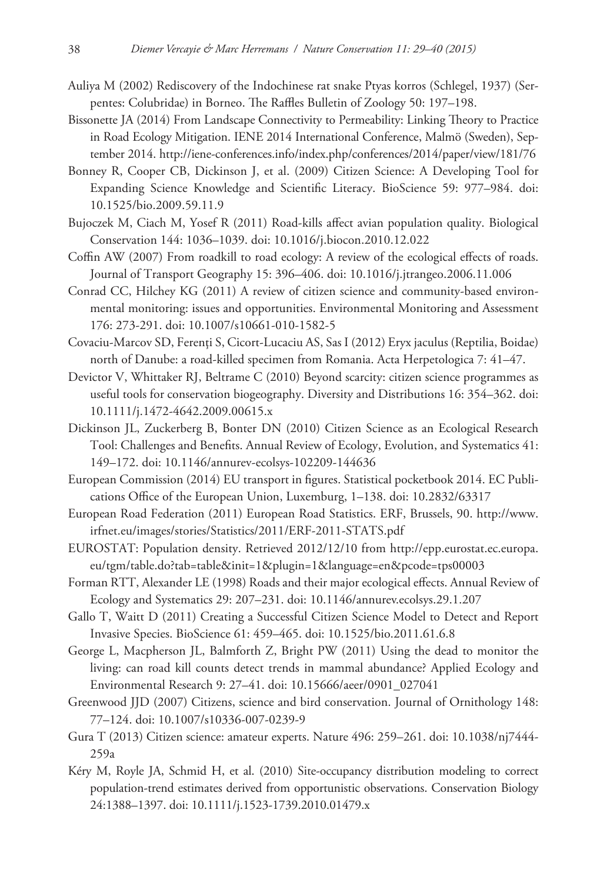Auliya M (2002) Rediscovery of the Indochinese rat snake Ptyas korros (Schlegel, 1937) (Serpentes: Colubridae) in Borneo. The Raffles Bulletin of Zoology 50: 197–198.

Bissonette JA (2014) From Landscape Connectivity to Permeability: Linking Theory to Practice in Road Ecology Mitigation. IENE 2014 International Conference, Malmö (Sweden), September 2014. http://iene-conferences.info/index.php/conferences/2014/paper/view/181/76

Bonney R, Cooper CB, Dickinson J, et al. (2009) Citizen Science: A Developing Tool for Expanding Science Knowledge and Scientific Literacy. BioScience 59: 977–984. doi: 10.1525/bio.2009.59.11.9

Bujoczek M, Ciach M, Yosef R (2011) Road-kills affect avian population quality. Biological Conservation 144: 1036–1039. doi: 10.1016/j.biocon.2010.12.022

Coffin AW (2007) From roadkill to road ecology: A review of the ecological effects of roads. Journal of Transport Geography 15: 396–406. doi: 10.1016/j.jtrangeo.2006.11.006

Conrad CC, Hilchey KG (2011) A review of citizen science and community-based environmental monitoring: issues and opportunities. Environmental Monitoring and Assessment 176: 273-291. doi: 10.1007/s10661-010-1582-5

Covaciu-Marcov SD, Ferenţi S, Cicort-Lucaciu AS, Sas I (2012) Eryx jaculus (Reptilia, Boidae) north of Danube: a road-killed specimen from Romania. Acta Herpetologica 7: 41–47.

Devictor V, Whittaker RJ, Beltrame C (2010) Beyond scarcity: citizen science programmes as useful tools for conservation biogeography. Diversity and Distributions 16: 354–362. doi: 10.1111/j.1472-4642.2009.00615.x

Dickinson JL, Zuckerberg B, Bonter DN (2010) Citizen Science as an Ecological Research Tool: Challenges and Benefits. Annual Review of Ecology, Evolution, and Systematics 41: 149–172. doi: 10.1146/annurev-ecolsys-102209-144636

European Commission (2014) EU transport in figures. Statistical pocketbook 2014. EC Publications Office of the European Union, Luxemburg, 1–138. doi: 10.2832/63317

European Road Federation (2011) European Road Statistics. ERF, Brussels, 90. http://www.irfnet.eu/images/stories/Statistics/2011/ERF-2011-STATS.pdf

EUROSTAT: Population density. Retrieved 2012/12/10 from http://epp.eurostat.ec.europa.eu/tgm/table.do?tab=table&init=1&plugin=1&language=en&pcode=tps00003

Forman RTT, Alexander LE (1998) Roads and their major ecological effects. Annual Review of Ecology and Systematics 29: 207–231. doi: 10.1146/annurev.ecolsys.29.1.207

Gallo T, Waitt D (2011) Creating a Successful Citizen Science Model to Detect and Report Invasive Species. BioScience 61: 459–465. doi: 10.1525/bio.2011.61.6.8

George L, Macpherson JL, Balmforth Z, Bright PW (2011) Using the dead to monitor the living: can road kill counts detect trends in mammal abundance? Applied Ecology and Environmental Research 9: 27–41. doi: 10.15666/aeer/0901_027041

Greenwood JJD (2007) Citizens, science and bird conservation. Journal of Ornithology 148: 77–124. doi: 10.1007/s10336-007-0239-9

Gura T (2013) Citizen science: amateur experts. Nature 496: 259–261. doi: 10.1038/nj7444-259a

Kéry M, Royle JA, Schmid H, et al. (2010) Site-occupancy distribution modeling to correct population-trend estimates derived from opportunistic observations. Conservation Biology 24:1388–1397. doi: 10.1111/j.1523-1739.2010.01479.x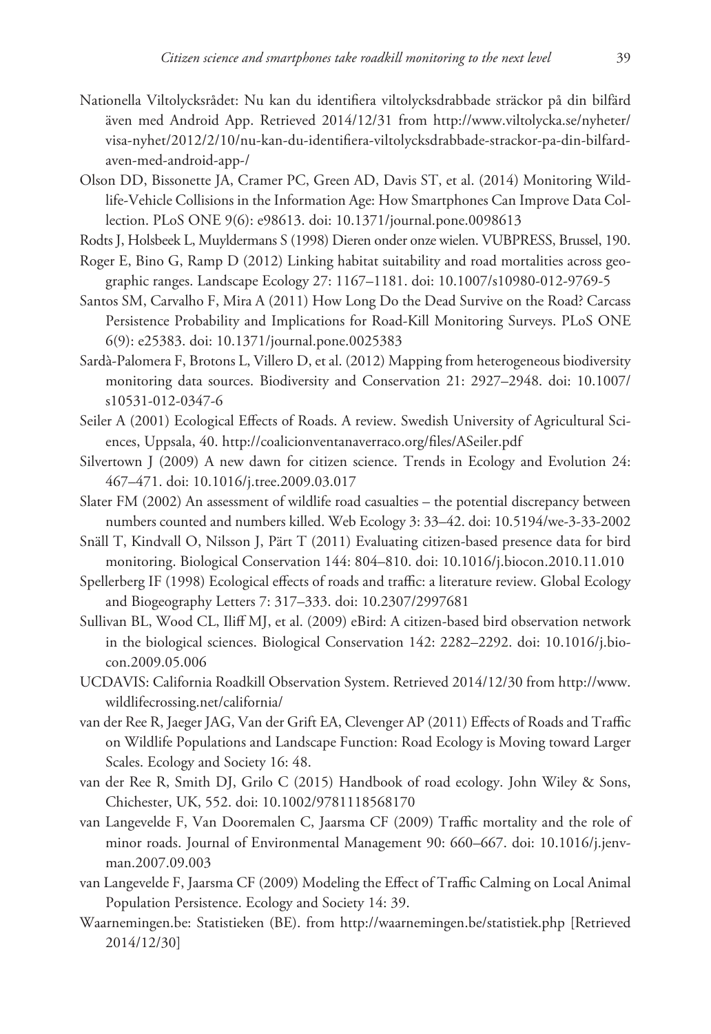Nationella Viltolycksrådet: Nu kan du identifiera viltolycksdrabbade sträckor på din bilfärd även med Android App. Retrieved 2014/12/31 from http://www.viltolycka.se/nyheter/visa-nyhet/2012/2/10/nu-kan-du-identifiera-viltolycksdrabbade-strackor-pa-din-bilfard-aven-med-android-app-/

Olson DD, Bissonette JA, Cramer PC, Green AD, Davis ST, et al. (2014) Monitoring Wildlife-Vehicle Collisions in the Information Age: How Smartphones Can Improve Data Collection. PLoS ONE 9(6): e98613. doi: 10.1371/journal.pone.0098613

Rodts J, Holsbeek L, Muyldermans S (1998) Dieren onder onze wielen. VUBPRESS, Brussel, 190.

Roger E, Bino G, Ramp D (2012) Linking habitat suitability and road mortalities across geographic ranges. Landscape Ecology 27: 1167–1181. doi: 10.1007/s10980-012-9769-5

Santos SM, Carvalho F, Mira A (2011) How Long Do the Dead Survive on the Road? Carcass Persistence Probability and Implications for Road-Kill Monitoring Surveys. PLoS ONE 6(9): e25383. doi: 10.1371/journal.pone.0025383

Sardà-Palomera F, Brotons L, Villero D, et al. (2012) Mapping from heterogeneous biodiversity monitoring data sources. Biodiversity and Conservation 21: 2927–2948. doi: 10.1007/s10531-012-0347-6

Seiler A (2001) Ecological Effects of Roads. A review. Swedish University of Agricultural Sciences, Uppsala, 40. http://coalicionventanaverraco.org/files/ASeiler.pdf

Silvertown J (2009) A new dawn for citizen science. Trends in Ecology and Evolution 24: 467–471. doi: 10.1016/j.tree.2009.03.017

Slater FM (2002) An assessment of wildlife road casualties – the potential discrepancy between numbers counted and numbers killed. Web Ecology 3: 33–42. doi: 10.5194/we-3-33-2002

Snäll T, Kindvall O, Nilsson J, Pärt T (2011) Evaluating citizen-based presence data for bird monitoring. Biological Conservation 144: 804–810. doi: 10.1016/j.biocon.2010.11.010

Spellerberg IF (1998) Ecological effects of roads and traffic: a literature review. Global Ecology and Biogeography Letters 7: 317–333. doi: 10.2307/2997681

Sullivan BL, Wood CL, Iliff MJ, et al. (2009) eBird: A citizen-based bird observation network in the biological sciences. Biological Conservation 142: 2282–2292. doi: 10.1016/j.biocon.2009.05.006

UCDAVIS: California Roadkill Observation System. Retrieved 2014/12/30 from http://www.wildlifecrossing.net/california/

van der Ree R, Jaeger JAG, Van der Grift EA, Clevenger AP (2011) Effects of Roads and Traffic on Wildlife Populations and Landscape Function: Road Ecology is Moving toward Larger Scales. Ecology and Society 16: 48.

van der Ree R, Smith DJ, Grilo C (2015) Handbook of road ecology. John Wiley & Sons, Chichester, UK, 552. doi: 10.1002/9781118568170

van Langevelde F, Van Dooremalen C, Jaarsma CF (2009) Traffic mortality and the role of minor roads. Journal of Environmental Management 90: 660–667. doi: 10.1016/j.jenvman.2007.09.003

van Langevelde F, Jaarsma CF (2009) Modeling the Effect of Traffic Calming on Local Animal Population Persistence. Ecology and Society 14: 39.

Waarnemingen.be: Statistieken (BE). from http://waarnemingen.be/statistiek.php [Retrieved 2014/12/30]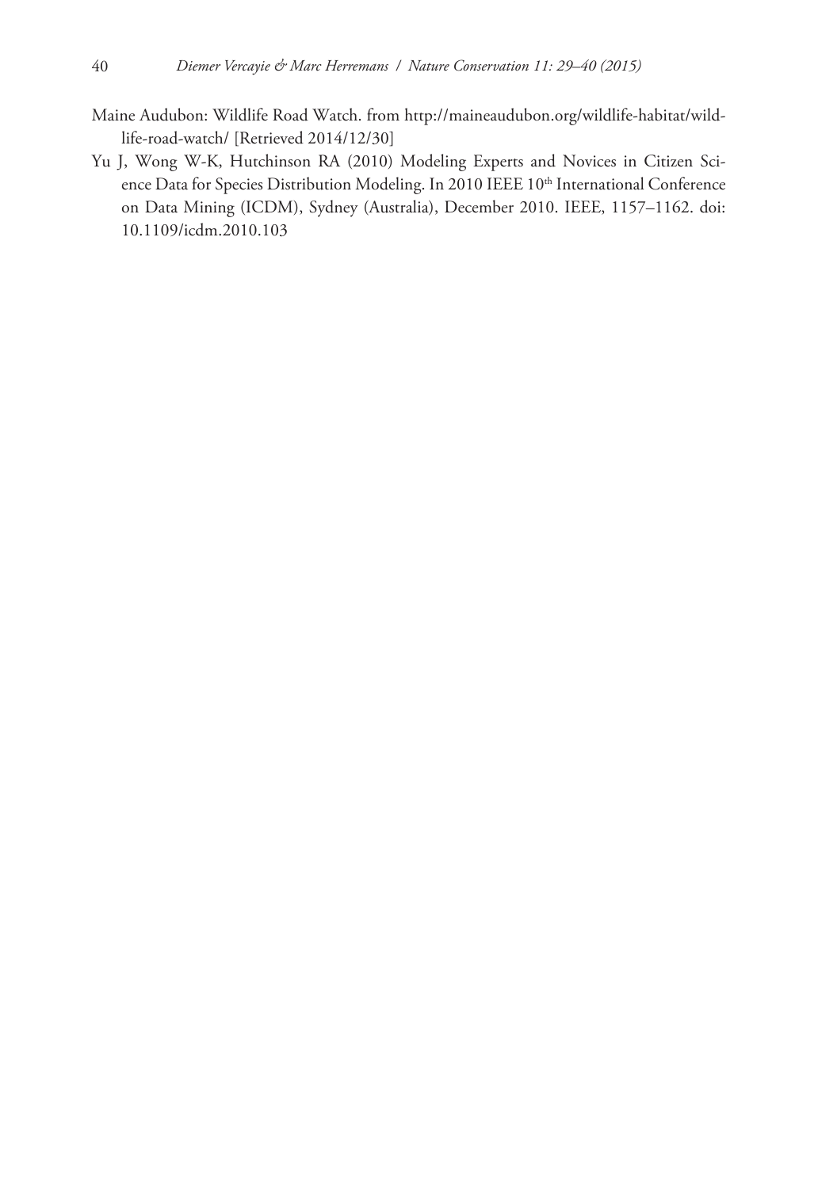Maine Audubon: Wildlife Road Watch. from http://maineaudubon.org/wildlife-habitat/wildlife-road-watch/ [Retrieved 2014/12/30]

Yu J, Wong W-K, Hutchinson RA (2010) Modeling Experts and Novices in Citizen Science Data for Species Distribution Modeling. In 2010 IEEE 10th International Conference on Data Mining (ICDM), Sydney (Australia), December 2010. IEEE, 1157–1162. doi: 10.1109/icdm.2010.103